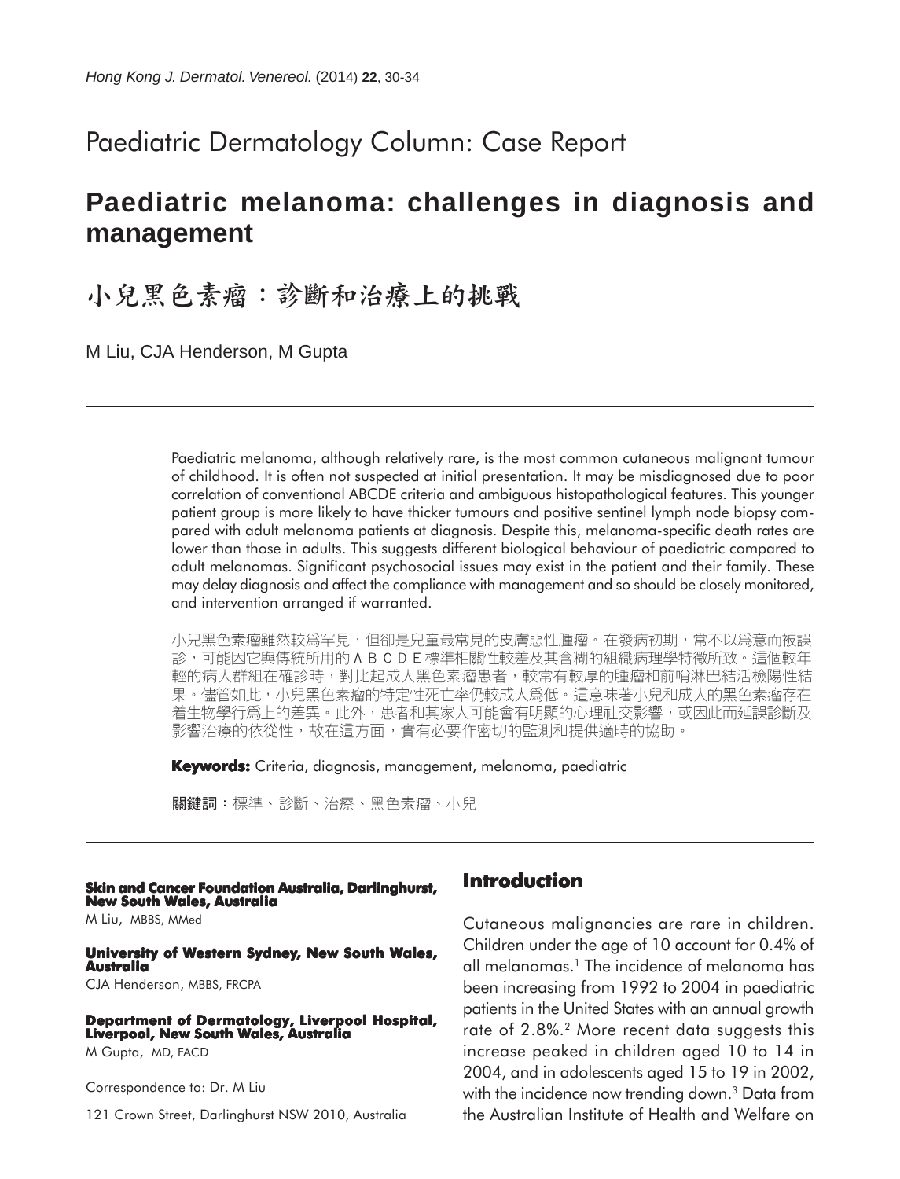# Paediatric Dermatology Column: Case Report

## Paediatric melanoma: challenges in diagnosis and management

## 小兒黑色素瘤：診斷和治療上的挑戰

M Liu, CJA Henderson, M Gupta

Paediatric melanoma, although relatively rare, is the most common cutaneous malignant tumour of childhood. It is often not suspected at initial presentation. It may be misdiagnosed due to poor correlation of conventional ABCDE criteria and ambiguous histopathological features. This younger patient group is more likely to have thicker tumours and positive sentinel lymph node biopsy compared with adult melanoma patients at diagnosis. Despite this, melanoma-specific death rates are lower than those in adults. This suggests different biological behaviour of paediatric compared to adult melanomas. Significant psychosocial issues may exist in the patient and their family. These may delay diagnosis and affect the compliance with management and so should be closely monitored, and intervention arranged if warranted.

小兒黑色素瘤雖然較爲罕見，但卻是兒童最常見的皮膚惡性腫瘤。在發病初期，常不以爲意而被誤診，可能因它與傳統所用的ＡＢＣＤＥ標準相關性較差及其含糊的組織病理學特徵所致。這個較年輕的病人群組在確診時，對比起成人黑色素瘤患者，較常有較厚的腫瘤和前哨淋巴結活檢陽性結果。儘管如此，小兒黑色素瘤的特定性死亡率仍較成人爲低。這意味著小兒和成人的黑色素瘤存在着生物學行爲上的差異。此外，患者和其家人可能會有明顯的心理社交影響，或因此而延誤診斷及影響治療的依從性，故在這方面，實有必要作密切的監測和提供適時的協助。

**Keywords:** Criteria, diagnosis, management, melanoma, paediatric

**關鍵詞**：標準、診斷、治療、黑色素瘤、小兒

**Skin and Cancer Foundation Australia, Darlinghurst, New South Wales, Australia**
M Liu, MBBS, MMed

**University of Western Sydney, New South Wales, Australia**
CJA Henderson, MBBS, FRCPA

**Department of Dermatology, Liverpool Hospital, Liverpool, New South Wales, Australia**
M Gupta, MD, FACD

Correspondence to: Dr. M Liu

121 Crown Street, Darlinghurst NSW 2010, Australia

## Introduction

Cutaneous malignancies are rare in children. Children under the age of 10 account for 0.4% of all melanomas.[1] The incidence of melanoma has been increasing from 1992 to 2004 in paediatric patients in the United States with an annual growth rate of 2.8%.[2] More recent data suggests this increase peaked in children aged 10 to 14 in 2004, and in adolescents aged 15 to 19 in 2002, with the incidence now trending down.[3] Data from the Australian Institute of Health and Welfare on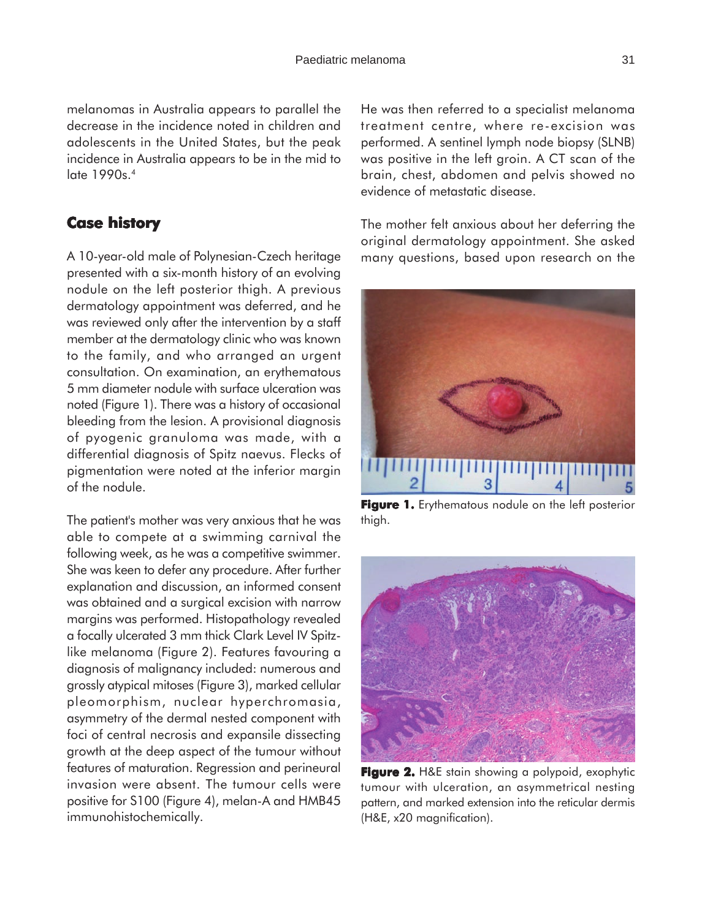melanomas in Australia appears to parallel the decrease in the incidence noted in children and adolescents in the United States, but the peak incidence in Australia appears to be in the mid to late 1990s.[4]

## Case history

A 10-year-old male of Polynesian-Czech heritage presented with a six-month history of an evolving nodule on the left posterior thigh. A previous dermatology appointment was deferred, and he was reviewed only after the intervention by a staff member at the dermatology clinic who was known to the family, and who arranged an urgent consultation. On examination, an erythematous 5 mm diameter nodule with surface ulceration was noted (Figure 1). There was a history of occasional bleeding from the lesion. A provisional diagnosis of pyogenic granuloma was made, with a differential diagnosis of Spitz naevus. Flecks of pigmentation were noted at the inferior margin of the nodule.

The patient's mother was very anxious that he was able to compete at a swimming carnival the following week, as he was a competitive swimmer. She was keen to defer any procedure. After further explanation and discussion, an informed consent was obtained and a surgical excision with narrow margins was performed. Histopathology revealed a focally ulcerated 3 mm thick Clark Level IV Spitz-like melanoma (Figure 2). Features favouring a diagnosis of malignancy included: numerous and grossly atypical mitoses (Figure 3), marked cellular pleomorphism, nuclear hyperchromasia, asymmetry of the dermal nested component with foci of central necrosis and expansile dissecting growth at the deep aspect of the tumour without features of maturation. Regression and perineural invasion were absent. The tumour cells were positive for S100 (Figure 4), melan-A and HMB45 immunohistochemically.

He was then referred to a specialist melanoma treatment centre, where re-excision was performed. A sentinel lymph node biopsy (SLNB) was positive in the left groin. A CT scan of the brain, chest, abdomen and pelvis showed no evidence of metastatic disease.

The mother felt anxious about her deferring the original dermatology appointment. She asked many questions, based upon research on the

**Figure 1.** Erythematous nodule on the left posterior thigh.

**Figure 2.** H&E stain showing a polypoid, exophytic tumour with ulceration, an asymmetrical nesting pattern, and marked extension into the reticular dermis (H&E, x20 magnification).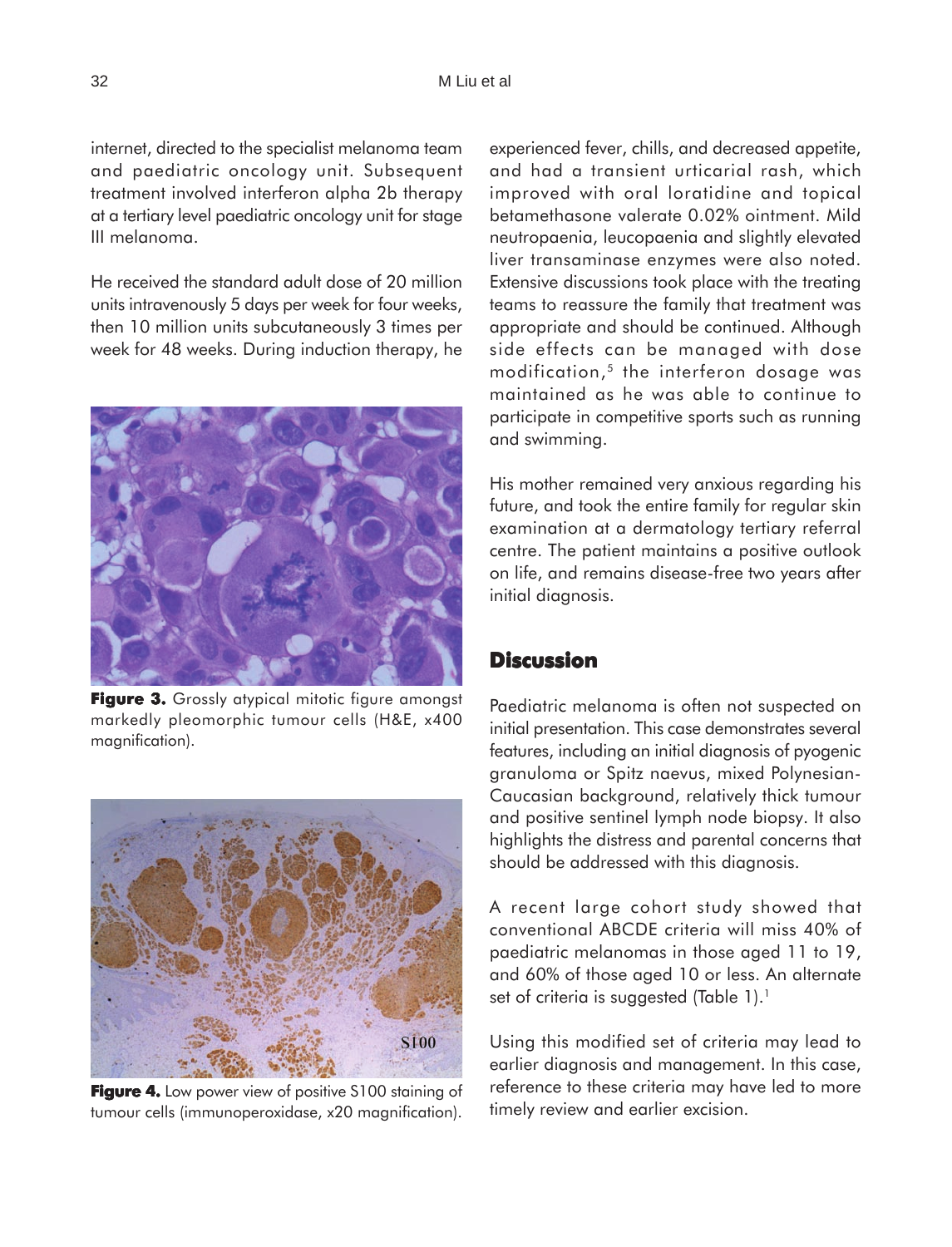internet, directed to the specialist melanoma team and paediatric oncology unit. Subsequent treatment involved interferon alpha 2b therapy at a tertiary level paediatric oncology unit for stage III melanoma.

He received the standard adult dose of 20 million units intravenously 5 days per week for four weeks, then 10 million units subcutaneously 3 times per week for 48 weeks. During induction therapy, he experienced fever, chills, and decreased appetite, and had a transient urticarial rash, which improved with oral loratidine and topical betamethasone valerate 0.02% ointment. Mild neutropaenia, leucopaenia and slightly elevated liver transaminase enzymes were also noted. Extensive discussions took place with the treating teams to reassure the family that treatment was appropriate and should be continued. Although side effects can be managed with dose modification,[5] the interferon dosage was maintained as he was able to continue to participate in competitive sports such as running and swimming.

**Figure 3.** Grossly atypical mitotic figure amongst markedly pleomorphic tumour cells (H&E, x400 magnification).

**Figure 4.** Low power view of positive S100 staining of tumour cells (immunoperoxidase, x20 magnification).

His mother remained very anxious regarding his future, and took the entire family for regular skin examination at a dermatology tertiary referral centre. The patient maintains a positive outlook on life, and remains disease-free two years after initial diagnosis.

## Discussion

Paediatric melanoma is often not suspected on initial presentation. This case demonstrates several features, including an initial diagnosis of pyogenic granuloma or Spitz naevus, mixed Polynesian-Caucasian background, relatively thick tumour and positive sentinel lymph node biopsy. It also highlights the distress and parental concerns that should be addressed with this diagnosis.

A recent large cohort study showed that conventional ABCDE criteria will miss 40% of paediatric melanomas in those aged 11 to 19, and 60% of those aged 10 or less. An alternate set of criteria is suggested (Table 1).[1]

Using this modified set of criteria may lead to earlier diagnosis and management. In this case, reference to these criteria may have led to more timely review and earlier excision.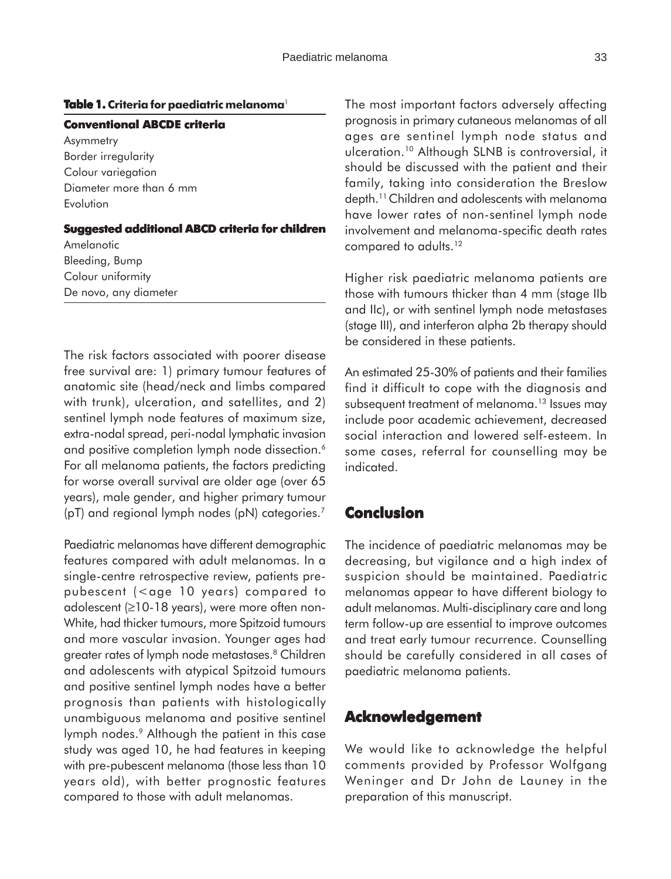**Table 1. Criteria for paediatric melanoma**[1]

| **Conventional ABCDE criteria** |
|---|
| Asymmetry |
| Border irregularity |
| Colour variegation |
| Diameter more than 6 mm |
| Evolution |
| **Suggested additional ABCD criteria for children** |
| Amelanotic |
| Bleeding, Bump |
| Colour uniformity |
| De novo, any diameter |

The risk factors associated with poorer disease free survival are: 1) primary tumour features of anatomic site (head/neck and limbs compared with trunk), ulceration, and satellites, and 2) sentinel lymph node features of maximum size, extra-nodal spread, peri-nodal lymphatic invasion and positive completion lymph node dissection.[6] For all melanoma patients, the factors predicting for worse overall survival are older age (over 65 years), male gender, and higher primary tumour (pT) and regional lymph nodes (pN) categories.[7]

Paediatric melanomas have different demographic features compared with adult melanomas. In a single-centre retrospective review, patients pre-pubescent (<age 10 years) compared to adolescent (≥10-18 years), were more often non-White, had thicker tumours, more Spitzoid tumours and more vascular invasion. Younger ages had greater rates of lymph node metastases.[8] Children and adolescents with atypical Spitzoid tumours and positive sentinel lymph nodes have a better prognosis than patients with histologically unambiguous melanoma and positive sentinel lymph nodes.[9] Although the patient in this case study was aged 10, he had features in keeping with pre-pubescent melanoma (those less than 10 years old), with better prognostic features compared to those with adult melanomas.

The most important factors adversely affecting prognosis in primary cutaneous melanomas of all ages are sentinel lymph node status and ulceration.[10] Although SLNB is controversial, it should be discussed with the patient and their family, taking into consideration the Breslow depth.[11] Children and adolescents with melanoma have lower rates of non-sentinel lymph node involvement and melanoma-specific death rates compared to adults.[12]

Higher risk paediatric melanoma patients are those with tumours thicker than 4 mm (stage IIb and IIc), or with sentinel lymph node metastases (stage III), and interferon alpha 2b therapy should be considered in these patients.

An estimated 25-30% of patients and their families find it difficult to cope with the diagnosis and subsequent treatment of melanoma.[13] Issues may include poor academic achievement, decreased social interaction and lowered self-esteem. In some cases, referral for counselling may be indicated.

## Conclusion

The incidence of paediatric melanomas may be decreasing, but vigilance and a high index of suspicion should be maintained. Paediatric melanomas appear to have different biology to adult melanomas. Multi-disciplinary care and long term follow-up are essential to improve outcomes and treat early tumour recurrence. Counselling should be carefully considered in all cases of paediatric melanoma patients.

## Acknowledgement

We would like to acknowledge the helpful comments provided by Professor Wolfgang Weninger and Dr John de Launey in the preparation of this manuscript.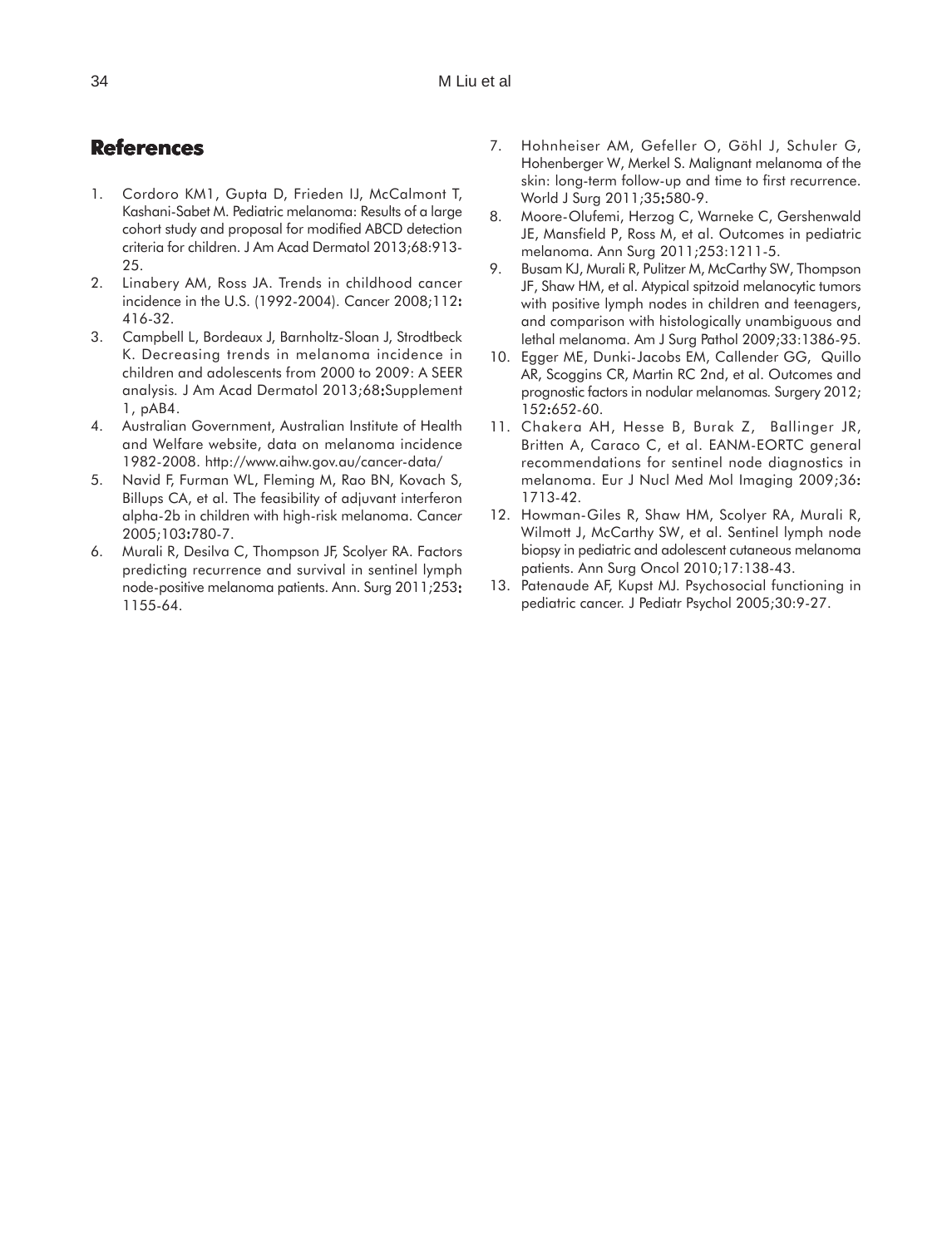## References

1. Cordoro KM1, Gupta D, Frieden IJ, McCalmont T, Kashani-Sabet M. Pediatric melanoma: Results of a large cohort study and proposal for modified ABCD detection criteria for children. J Am Acad Dermatol 2013;68:913-25.
2. Linabery AM, Ross JA. Trends in childhood cancer incidence in the U.S. (1992-2004). Cancer 2008;112: 416-32.
3. Campbell L, Bordeaux J, Barnholtz-Sloan J, Strodtbeck K. Decreasing trends in melanoma incidence in children and adolescents from 2000 to 2009: A SEER analysis. J Am Acad Dermatol 2013;68:Supplement 1, pAB4.
4. Australian Government, Australian Institute of Health and Welfare website, data on melanoma incidence 1982-2008. http://www.aihw.gov.au/cancer-data/
5. Navid F, Furman WL, Fleming M, Rao BN, Kovach S, Billups CA, et al. The feasibility of adjuvant interferon alpha-2b in children with high-risk melanoma. Cancer 2005;103:780-7.
6. Murali R, Desilva C, Thompson JF, Scolyer RA. Factors predicting recurrence and survival in sentinel lymph node-positive melanoma patients. Ann. Surg 2011;253: 1155-64.
7. Hohnheiser AM, Gefeller O, Göhl J, Schuler G, Hohenberger W, Merkel S. Malignant melanoma of the skin: long-term follow-up and time to first recurrence. World J Surg 2011;35:580-9.
8. Moore-Olufemi, Herzog C, Warneke C, Gershenwald JE, Mansfield P, Ross M, et al. Outcomes in pediatric melanoma. Ann Surg 2011;253:1211-5.
9. Busam KJ, Murali R, Pulitzer M, McCarthy SW, Thompson JF, Shaw HM, et al. Atypical spitzoid melanocytic tumors with positive lymph nodes in children and teenagers, and comparison with histologically unambiguous and lethal melanoma. Am J Surg Pathol 2009;33:1386-95.
10. Egger ME, Dunki-Jacobs EM, Callender GG, Quillo AR, Scoggins CR, Martin RC 2nd, et al. Outcomes and prognostic factors in nodular melanomas. Surgery 2012; 152:652-60.
11. Chakera AH, Hesse B, Burak Z, Ballinger JR, Britten A, Caraco C, et al. EANM-EORTC general recommendations for sentinel node diagnostics in melanoma. Eur J Nucl Med Mol Imaging 2009;36: 1713-42.
12. Howman-Giles R, Shaw HM, Scolyer RA, Murali R, Wilmott J, McCarthy SW, et al. Sentinel lymph node biopsy in pediatric and adolescent cutaneous melanoma patients. Ann Surg Oncol 2010;17:138-43.
13. Patenaude AF, Kupst MJ. Psychosocial functioning in pediatric cancer. J Pediatr Psychol 2005;30:9-27.